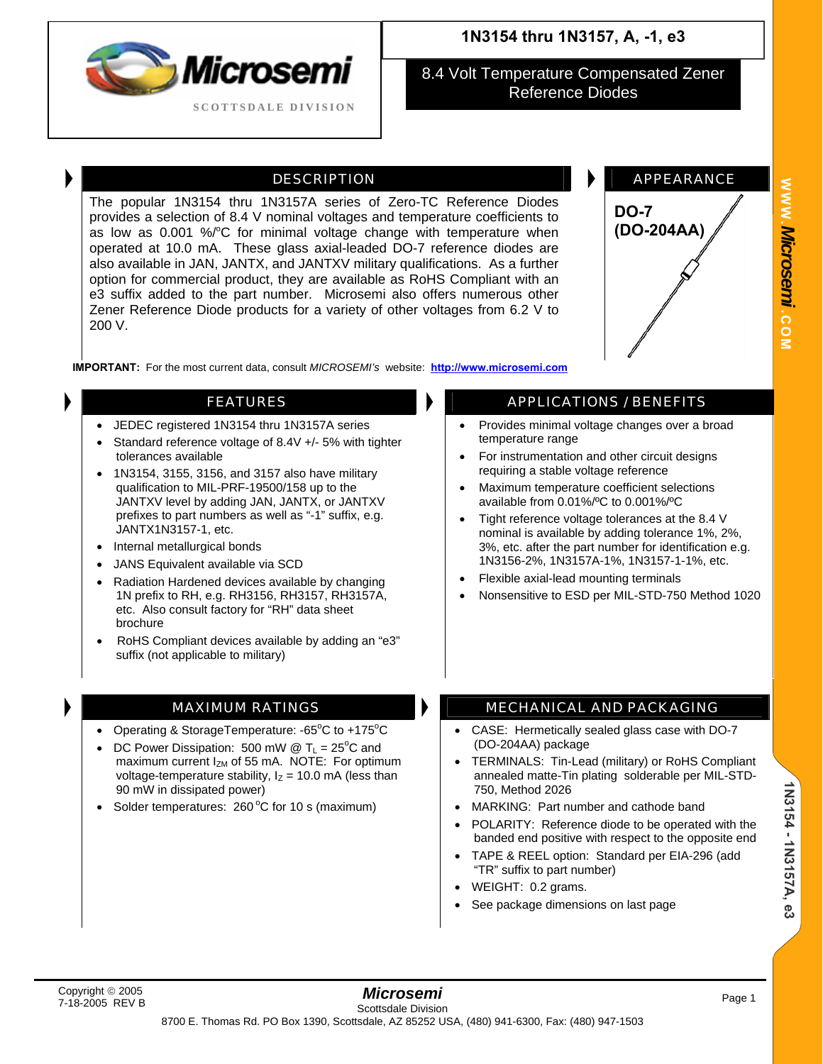# 1N3154 thru 1N3157, A, -1, e3

## 8.4 Volt Temperature Compensated Zener Reference Diodes

Microsemi

SCOTTSDALE DIVISION

## DESCRIPTION

The popular 1N3154 thru 1N3157A series of Zero-TC Reference Diodes provides a selection of 8.4 V nominal voltages and temperature coefficients to as low as 0.001 %/°C for minimal voltage change with temperature when operated at 10.0 mA. These glass axial-leaded DO-7 reference diodes are also available in JAN, JANTX, and JANTXV military qualifications. As a further option for commercial product, they are available as RoHS Compliant with an e3 suffix added to the part number. Microsemi also offers numerous other Zener Reference Diode products for a variety of other voltages from 6.2 V to 200 V.

## APPEARANCE

**DO-7 (DO-204AA)**

**IMPORTANT:** For the most current data, consult *MICROSEMI's* website: **http://www.microsemi.com**

## FEATURES

- JEDEC registered 1N3154 thru 1N3157A series
- Standard reference voltage of 8.4V +/- 5% with tighter tolerances available
- 1N3154, 3155, 3156, and 3157 also have military qualification to MIL-PRF-19500/158 up to the JANTXV level by adding JAN, JANTX, or JANTXV prefixes to part numbers as well as "-1" suffix, e.g. JANTX1N3157-1, etc.
- Internal metallurgical bonds
- JANS Equivalent available via SCD
- Radiation Hardened devices available by changing 1N prefix to RH, e.g. RH3156, RH3157, RH3157A, etc. Also consult factory for "RH" data sheet brochure
- RoHS Compliant devices available by adding an "e3" suffix (not applicable to military)

## APPLICATIONS / BENEFITS

- Provides minimal voltage changes over a broad temperature range
- For instrumentation and other circuit designs requiring a stable voltage reference
- Maximum temperature coefficient selections available from 0.01%/ºC to 0.001%/ºC
- Tight reference voltage tolerances at the 8.4 V nominal is available by adding tolerance 1%, 2%, 3%, etc. after the part number for identification e.g. 1N3156-2%, 1N3157A-1%, 1N3157-1-1%, etc.
- Flexible axial-lead mounting terminals
- Nonsensitive to ESD per MIL-STD-750 Method 1020

## MAXIMUM RATINGS

- Operating & StorageTemperature: -65°C to +175°C
- DC Power Dissipation: 500 mW @ $T_L$ = 25°C and maximum current $I_{ZM}$ of 55 mA. NOTE: For optimum voltage-temperature stability, $I_Z$ = 10.0 mA (less than 90 mW in dissipated power)
- Solder temperatures: 260 °C for 10 s (maximum)

## MECHANICAL AND PACKAGING

- CASE: Hermetically sealed glass case with DO-7 (DO-204AA) package
- TERMINALS: Tin-Lead (military) or RoHS Compliant annealed matte-Tin plating solderable per MIL-STD-750, Method 2026
- MARKING: Part number and cathode band
- POLARITY: Reference diode to be operated with the banded end positive with respect to the opposite end
- TAPE & REEL option: Standard per EIA-296 (add "TR" suffix to part number)
- WEIGHT: 0.2 grams.
- See package dimensions on last page

Copyright © 2005
7-18-2005 REV B

*Microsemi*
Scottsdale Division
8700 E. Thomas Rd. PO Box 1390, Scottsdale, AZ 85252 USA, (480) 941-6300, Fax: (480) 947-1503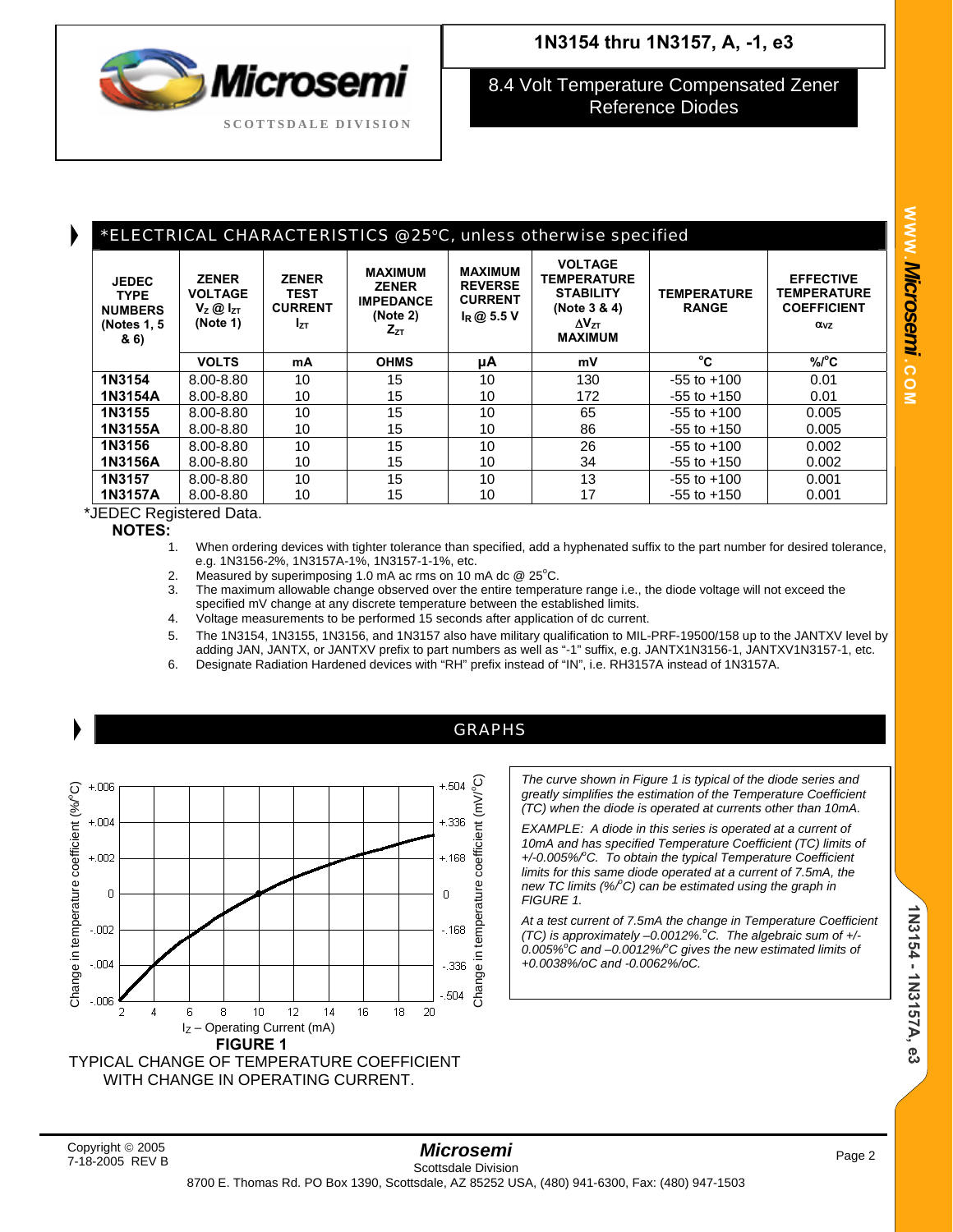## *ELECTRICAL CHARACTERISTICS @25°C, unless otherwise specified

| JEDEC TYPE NUMBERS (Notes 1, 5 & 6) | ZENER VOLTAGE $V_Z$ @ $I_{ZT}$ (Note 1) | ZENER TEST CURRENT $I_{ZT}$ | MAXIMUM ZENER IMPEDANCE (Note 2) $Z_{ZT}$ | MAXIMUM REVERSE CURRENT $I_R$ @ 5.5 V | VOLTAGE TEMPERATURE STABILITY (Note 3 & 4) $\Delta V_{ZT}$ MAXIMUM | TEMPERATURE RANGE | EFFECTIVE TEMPERATURE COEFFICIENT $\alpha_{VZ}$ |
|---|---|---|---|---|---|---|---|
| | VOLTS | mA | OHMS | µA | mV | °C | %/°C |
| 1N3154 | 8.00-8.80 | 10 | 15 | 10 | 130 | -55 to +100 | 0.01 |
| 1N3154A | 8.00-8.80 | 10 | 15 | 10 | 172 | -55 to +150 | 0.01 |
| 1N3155 | 8.00-8.80 | 10 | 15 | 10 | 65 | -55 to +100 | 0.005 |
| 1N3155A | 8.00-8.80 | 10 | 15 | 10 | 86 | -55 to +150 | 0.005 |
| 1N3156 | 8.00-8.80 | 10 | 15 | 10 | 26 | -55 to +100 | 0.002 |
| 1N3156A | 8.00-8.80 | 10 | 15 | 10 | 34 | -55 to +150 | 0.002 |
| 1N3157 | 8.00-8.80 | 10 | 15 | 10 | 13 | -55 to +100 | 0.001 |
| 1N3157A | 8.00-8.80 | 10 | 15 | 10 | 17 | -55 to +150 | 0.001 |

*JEDEC Registered Data.

**NOTES:**

1. When ordering devices with tighter tolerance than specified, add a hyphenated suffix to the part number for desired tolerance, e.g. 1N3156-2%, 1N3157A-1%, 1N3157-1-1%, etc.
2. Measured by superimposing 1.0 mA ac rms on 10 mA dc @ 25°C.
3. The maximum allowable change observed over the entire temperature range i.e., the diode voltage will not exceed the specified mV change at any discrete temperature between the established limits.
4. Voltage measurements to be performed 15 seconds after application of dc current.
5. The 1N3154, 1N3155, 1N3156, and 1N3157 also have military qualification to MIL-PRF-19500/158 up to the JANTXV level by adding JAN, JANTX, or JANTXV prefix to part numbers as well as "-1" suffix, e.g. JANTX1N3156-1, JANTXV1N3157-1, etc.
6. Designate Radiation Hardened devices with "RH" prefix instead of "IN", i.e. RH3157A instead of 1N3157A.

## GRAPHS

**FIGURE 1**

TYPICAL CHANGE OF TEMPERATURE COEFFICIENT WITH CHANGE IN OPERATING CURRENT.

*The curve shown in Figure 1 is typical of the diode series and greatly simplifies the estimation of the Temperature Coefficient (TC) when the diode is operated at currents other than 10mA.*

*EXAMPLE: A diode in this series is operated at a current of 10mA and has specified Temperature Coefficient (TC) limits of +/-0.005%/°C. To obtain the typical Temperature Coefficient limits for this same diode operated at a current of 7.5mA, the new TC limits (%/°C) can be estimated using the graph in FIGURE 1.*

*At a test current of 7.5mA the change in Temperature Coefficient (TC) is approximately –0.0012%.°C. The algebraic sum of +/- 0.005%°C and –0.0012%/°C gives the new estimated limits of +0.0038%/oC and -0.0062%/oC.*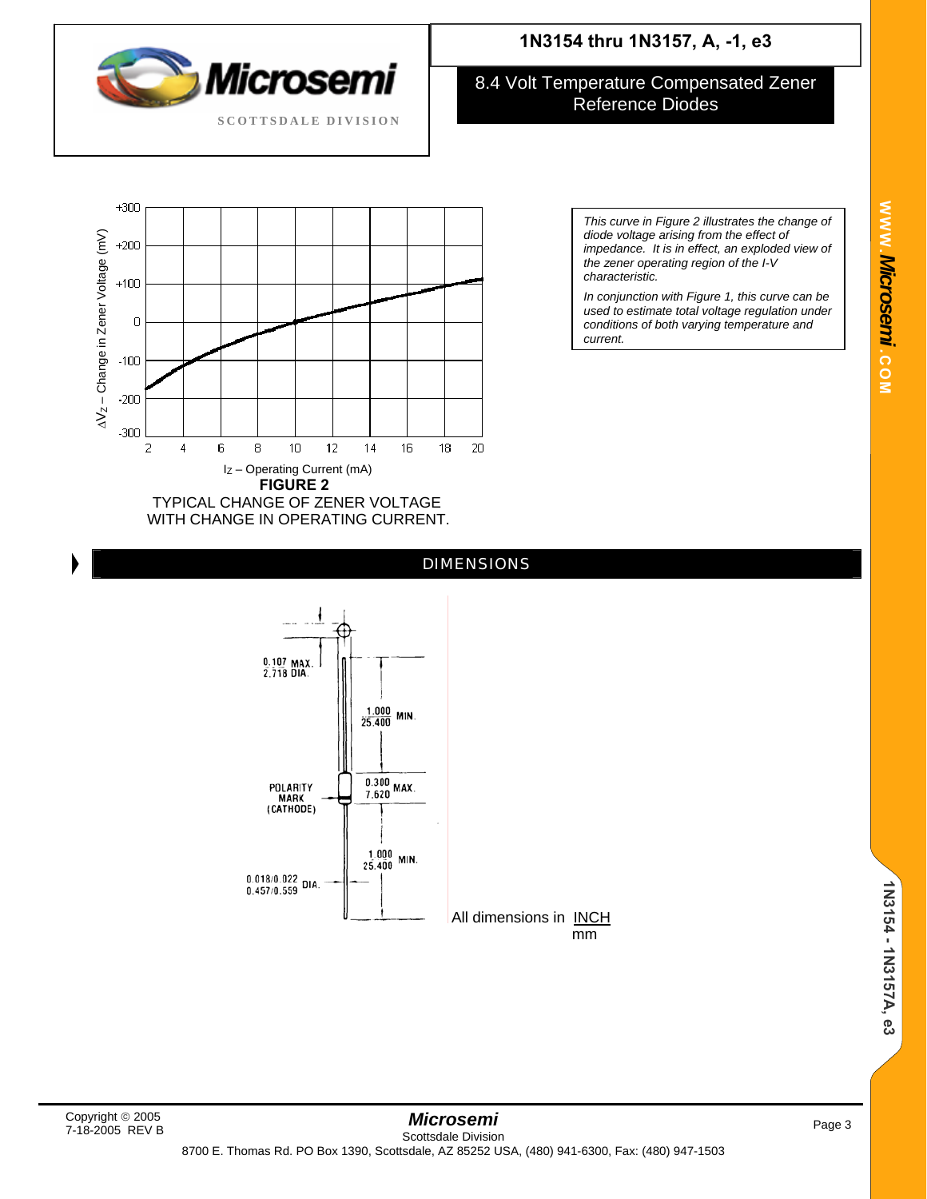# 1N3154 thru 1N3157, A, -1, e3

## 8.4 Volt Temperature Compensated Zener Reference Diodes

$\Delta V_Z$ – Change in Zener Voltage (mV)

$I_Z$ – Operating Current (mA)

**FIGURE 2**

TYPICAL CHANGE OF ZENER VOLTAGE WITH CHANGE IN OPERATING CURRENT.

*This curve in Figure 2 illustrates the change of diode voltage arising from the effect of impedance. It is in effect, an exploded view of the zener operating region of the I-V characteristic.*

*In conjunction with Figure 1, this curve can be used to estimate total voltage regulation under conditions of both varying temperature and current.*

## DIMENSIONS

0.107 MAX. / 2.718 DIA.

1.000 / 25.400 MIN.

POLARITY MARK (CATHODE)

0.300 / 7.620 MAX.

1.000 / 25.400 MIN.

0.018/0.022 / 0.457/0.559 DIA.

All dimensions in INCH / mm

Copyright © 2005
7-18-2005 REV B

**Microsemi**
Scottsdale Division
8700 E. Thomas Rd. PO Box 1390, Scottsdale, AZ 85252 USA, (480) 941-6300, Fax: (480) 947-1503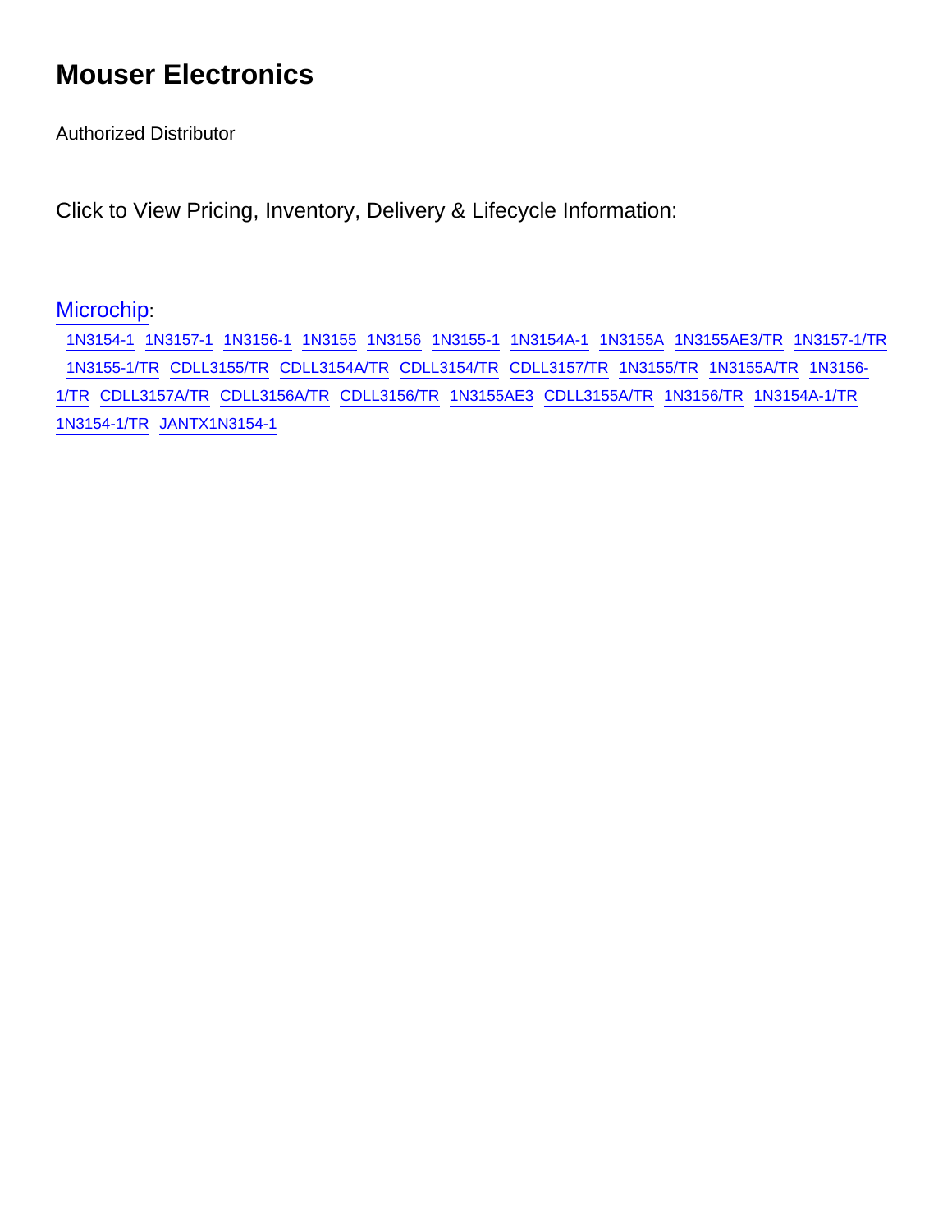# Mouser Electronics

Authorized Distributor

Click to View Pricing, Inventory, Delivery & Lifecycle Information:

Microchip:

1N3154-1 1N3157-1 1N3156-1 1N3155 1N3156 1N3155-1 1N3154A-1 1N3155A 1N3155AE3/TR 1N3157-1/TR 1N3155-1/TR CDLL3155/TR CDLL3154A/TR CDLL3154/TR CDLL3157/TR 1N3155/TR 1N3155A/TR 1N3156-1/TR CDLL3157A/TR CDLL3156A/TR CDLL3156/TR 1N3155AE3 CDLL3155A/TR 1N3156/TR 1N3154A-1/TR 1N3154-1/TR JANTX1N3154-1